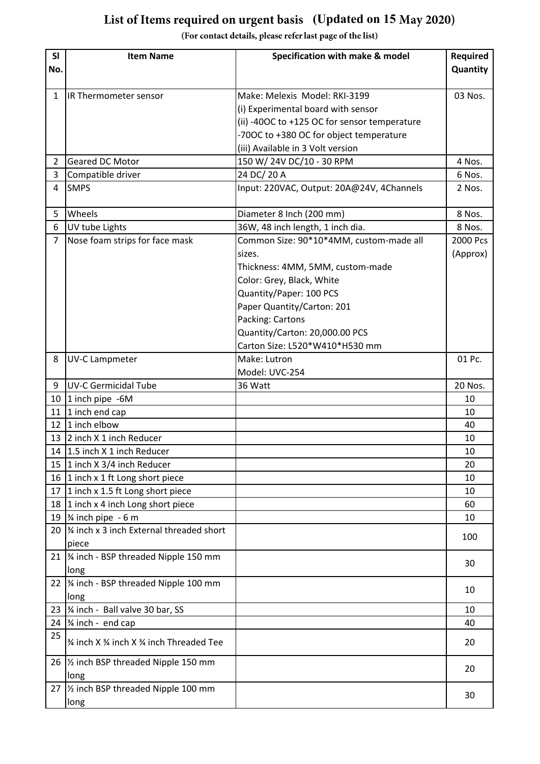# List of Items required on urgent basis (Updated on 15 May 2020)

**(For contact details, please refer last page of the list)**

| Sl No. | Item Name | Specification with make & model | Required Quantity |
|---|---|---|---|
| 1 | IR Thermometer sensor | Make: Melexis Model: RKI-3199<br>(i) Experimental board with sensor<br>(ii) -40OC to +125 OC for sensor temperature<br>-70OC to +380 OC for object temperature<br>(iii) Available in 3 Volt version | 03 Nos. |
| 2 | Geared DC Motor | 150 W/ 24V DC/10 - 30 RPM | 4 Nos. |
| 3 | Compatible driver | 24 DC/ 20 A | 6 Nos. |
| 4 | SMPS | Input: 220VAC, Output: 20A@24V, 4Channels | 2 Nos. |
| 5 | Wheels | Diameter 8 Inch (200 mm) | 8 Nos. |
| 6 | UV tube Lights | 36W, 48 inch length, 1 inch dia. | 8 Nos. |
| 7 | Nose foam strips for face mask | Common Size: 90*10*4MM, custom-made all sizes.<br>Thickness: 4MM, 5MM, custom-made<br>Color: Grey, Black, White<br>Quantity/Paper: 100 PCS<br>Paper Quantity/Carton: 201<br>Packing: Cartons<br>Quantity/Carton: 20,000.00 PCS<br>Carton Size: L520*W410*H530 mm | 2000 Pcs (Approx) |
| 8 | UV-C Lampmeter | Make: Lutron<br>Model: UVC-254 | 01 Pc. |
| 9 | UV-C Germicidal Tube | 36 Watt | 20 Nos. |
| 10 | 1 inch pipe -6M | | 10 |
| 11 | 1 inch end cap | | 10 |
| 12 | 1 inch elbow | | 40 |
| 13 | 2 inch X 1 inch Reducer | | 10 |
| 14 | 1.5 inch X 1 inch Reducer | | 10 |
| 15 | 1 inch X 3/4 inch Reducer | | 20 |
| 16 | 1 inch x 1 ft Long short piece | | 10 |
| 17 | 1 inch x 1.5 ft Long short piece | | 10 |
| 18 | 1 inch x 4 inch Long short piece | | 60 |
| 19 | ¾ inch pipe - 6 m | | 10 |
| 20 | ¾ inch x 3 inch External threaded short piece | | 100 |
| 21 | ¾ inch - BSP threaded Nipple 150 mm long | | 30 |
| 22 | ¾ inch - BSP threaded Nipple 100 mm long | | 10 |
| 23 | ¾ inch - Ball valve 30 bar, SS | | 10 |
| 24 | ¾ inch - end cap | | 40 |
| 25 | ¾ inch X ¾ inch X ¾ inch Threaded Tee | | 20 |
| 26 | ½ inch BSP threaded Nipple 150 mm long | | 20 |
| 27 | ½ inch BSP threaded Nipple 100 mm long | | 30 |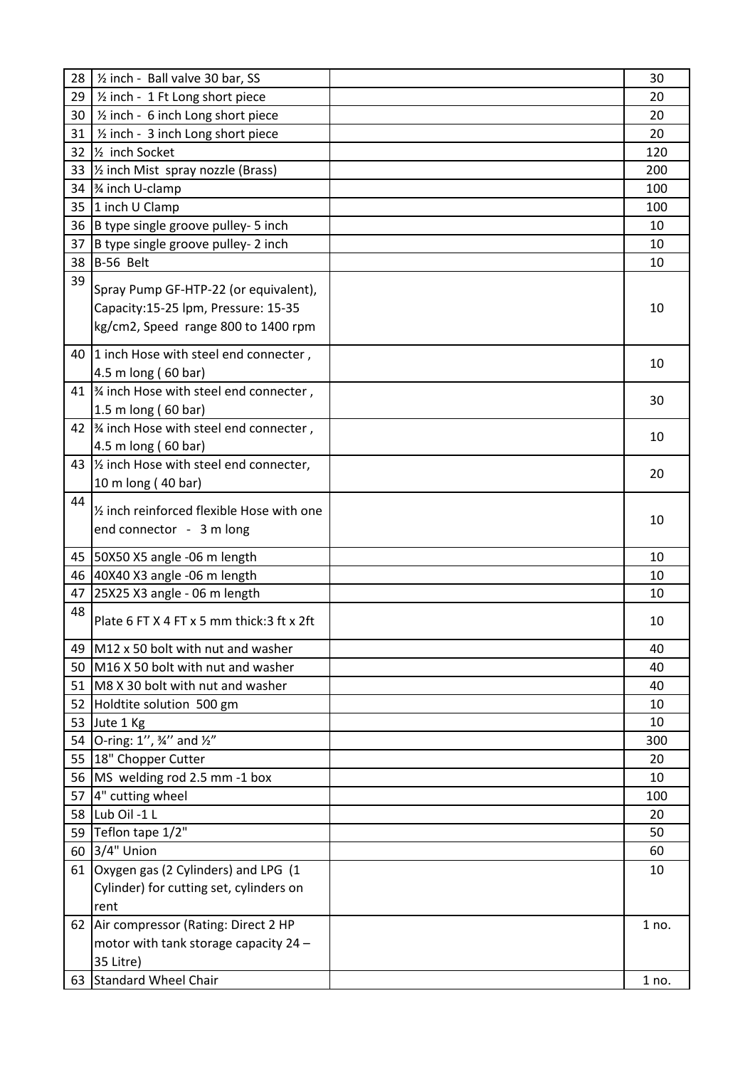| | | | |
|---|---|---|---|
| 28 | ½ inch - Ball valve 30 bar, SS | | 30 |
| 29 | ½ inch - 1 Ft Long short piece | | 20 |
| 30 | ½ inch - 6 inch Long short piece | | 20 |
| 31 | ½ inch - 3 inch Long short piece | | 20 |
| 32 | ½ inch Socket | | 120 |
| 33 | ½ inch Mist spray nozzle (Brass) | | 200 |
| 34 | ¾ inch U-clamp | | 100 |
| 35 | 1 inch U Clamp | | 100 |
| 36 | B type single groove pulley- 5 inch | | 10 |
| 37 | B type single groove pulley- 2 inch | | 10 |
| 38 | B-56 Belt | | 10 |
| 39 | Spray Pump GF-HTP-22 (or equivalent), Capacity:15-25 lpm, Pressure: 15-35 kg/cm2, Speed range 800 to 1400 rpm | | 10 |
| 40 | 1 inch Hose with steel end connecter , 4.5 m long ( 60 bar) | | 10 |
| 41 | ¾ inch Hose with steel end connecter , 1.5 m long ( 60 bar) | | 30 |
| 42 | ¾ inch Hose with steel end connecter , 4.5 m long ( 60 bar) | | 10 |
| 43 | ½ inch Hose with steel end connecter, 10 m long ( 40 bar) | | 20 |
| 44 | ½ inch reinforced flexible Hose with one end connector - 3 m long | | 10 |
| 45 | 50X50 X5 angle -06 m length | | 10 |
| 46 | 40X40 X3 angle -06 m length | | 10 |
| 47 | 25X25 X3 angle - 06 m length | | 10 |
| 48 | Plate 6 FT X 4 FT x 5 mm thick:3 ft x 2ft | | 10 |
| 49 | M12 x 50 bolt with nut and washer | | 40 |
| 50 | M16 X 50 bolt with nut and washer | | 40 |
| 51 | M8 X 30 bolt with nut and washer | | 40 |
| 52 | Holdtite solution 500 gm | | 10 |
| 53 | Jute 1 Kg | | 10 |
| 54 | O-ring: 1'', ¾'' and ½" | | 300 |
| 55 | 18" Chopper Cutter | | 20 |
| 56 | MS welding rod 2.5 mm -1 box | | 10 |
| 57 | 4" cutting wheel | | 100 |
| 58 | Lub Oil -1 L | | 20 |
| 59 | Teflon tape 1/2" | | 50 |
| 60 | 3/4" Union | | 60 |
| 61 | Oxygen gas (2 Cylinders) and LPG (1 Cylinder) for cutting set, cylinders on rent | | 10 |
| 62 | Air compressor (Rating: Direct 2 HP motor with tank storage capacity 24 – 35 Litre) | | 1 no. |
| 63 | Standard Wheel Chair | | 1 no. |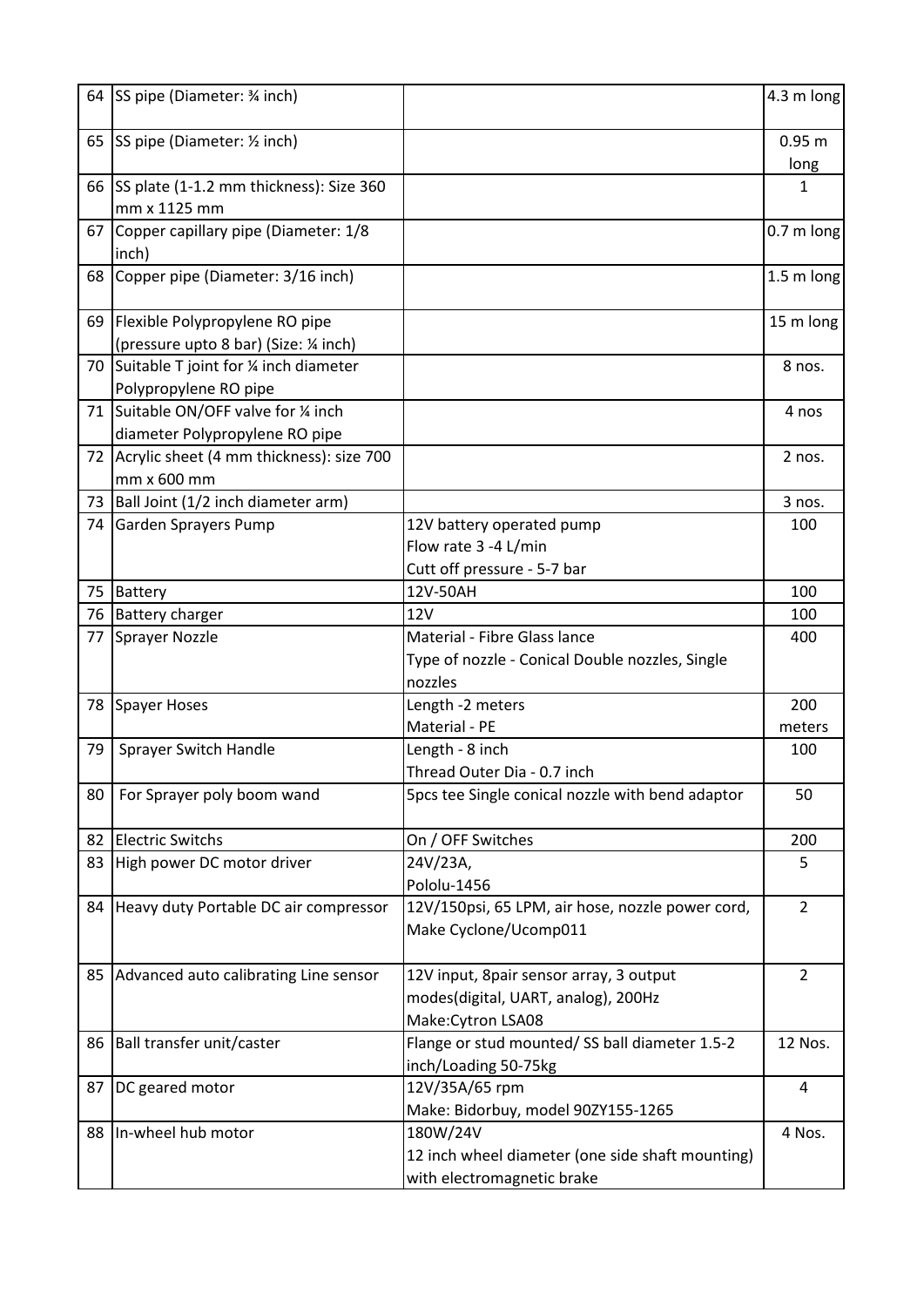| 64 | SS pipe (Diameter: ¾ inch) | | 4.3 m long |
|---|---|---|---|
| 65 | SS pipe (Diameter: ½ inch) | | 0.95 m long |
| 66 | SS plate (1-1.2 mm thickness): Size 360 mm x 1125 mm | | 1 |
| 67 | Copper capillary pipe (Diameter: 1/8 inch) | | 0.7 m long |
| 68 | Copper pipe (Diameter: 3/16 inch) | | 1.5 m long |
| 69 | Flexible Polypropylene RO pipe (pressure upto 8 bar) (Size: ¼ inch) | | 15 m long |
| 70 | Suitable T joint for ¼ inch diameter Polypropylene RO pipe | | 8 nos. |
| 71 | Suitable ON/OFF valve for ¼ inch diameter Polypropylene RO pipe | | 4 nos |
| 72 | Acrylic sheet (4 mm thickness): size 700 mm x 600 mm | | 2 nos. |
| 73 | Ball Joint (1/2 inch diameter arm) | | 3 nos. |
| 74 | Garden Sprayers Pump | 12V battery operated pump<br>Flow rate 3 -4 L/min<br>Cutt off pressure - 5-7 bar | 100 |
| 75 | Battery | 12V-50AH | 100 |
| 76 | Battery charger | 12V | 100 |
| 77 | Sprayer Nozzle | Material - Fibre Glass lance<br>Type of nozzle - Conical Double nozzles, Single nozzles | 400 |
| 78 | Spayer Hoses | Length -2 meters<br>Material - PE | 200 meters |
| 79 | Sprayer Switch Handle | Length - 8 inch<br>Thread Outer Dia - 0.7 inch | 100 |
| 80 | For Sprayer poly boom wand | 5pcs tee Single conical nozzle with bend adaptor | 50 |
| 82 | Electric Switchs | On / OFF Switches | 200 |
| 83 | High power DC motor driver | 24V/23A,<br>Pololu-1456 | 5 |
| 84 | Heavy duty Portable DC air compressor | 12V/150psi, 65 LPM, air hose, nozzle power cord, Make Cyclone/Ucomp011 | 2 |
| 85 | Advanced auto calibrating Line sensor | 12V input, 8pair sensor array, 3 output modes(digital, UART, analog), 200Hz<br>Make:Cytron LSA08 | 2 |
| 86 | Ball transfer unit/caster | Flange or stud mounted/ SS ball diameter 1.5-2 inch/Loading 50-75kg | 12 Nos. |
| 87 | DC geared motor | 12V/35A/65 rpm<br>Make: Bidorbuy, model 90ZY155-1265 | 4 |
| 88 | In-wheel hub motor | 180W/24V<br>12 inch wheel diameter (one side shaft mounting) with electromagnetic brake | 4 Nos. |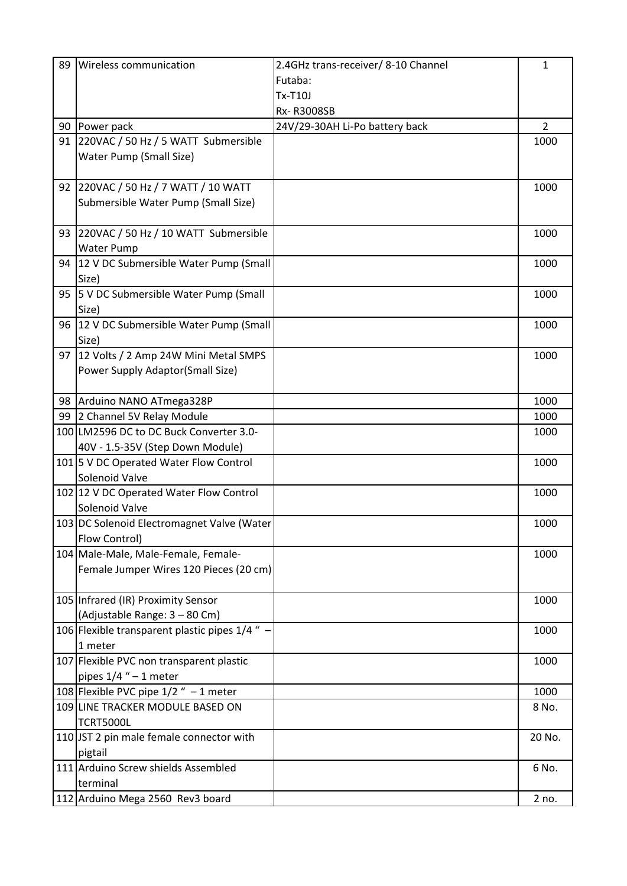| | | | |
|---|---|---|---|
| 89 | Wireless communication | 2.4GHz trans-receiver/ 8-10 Channel<br>Futaba:<br>Tx-T10J<br>Rx- R3008SB | 1 |
| 90 | Power pack | 24V/29-30AH Li-Po battery back | 2 |
| 91 | 220VAC / 50 Hz / 5 WATT Submersible Water Pump (Small Size) | | 1000 |
| 92 | 220VAC / 50 Hz / 7 WATT / 10 WATT Submersible Water Pump (Small Size) | | 1000 |
| 93 | 220VAC / 50 Hz / 10 WATT Submersible Water Pump | | 1000 |
| 94 | 12 V DC Submersible Water Pump (Small Size) | | 1000 |
| 95 | 5 V DC Submersible Water Pump (Small Size) | | 1000 |
| 96 | 12 V DC Submersible Water Pump (Small Size) | | 1000 |
| 97 | 12 Volts / 2 Amp 24W Mini Metal SMPS Power Supply Adaptor(Small Size) | | 1000 |
| 98 | Arduino NANO ATmega328P | | 1000 |
| 99 | 2 Channel 5V Relay Module | | 1000 |
| 100 | LM2596 DC to DC Buck Converter 3.0-40V - 1.5-35V (Step Down Module) | | 1000 |
| 101 | 5 V DC Operated Water Flow Control Solenoid Valve | | 1000 |
| 102 | 12 V DC Operated Water Flow Control Solenoid Valve | | 1000 |
| 103 | DC Solenoid Electromagnet Valve (Water Flow Control) | | 1000 |
| 104 | Male-Male, Male-Female, Female-Female Jumper Wires 120 Pieces (20 cm) | | 1000 |
| 105 | Infrared (IR) Proximity Sensor (Adjustable Range: 3 – 80 Cm) | | 1000 |
| 106 | Flexible transparent plastic pipes 1/4 " – 1 meter | | 1000 |
| 107 | Flexible PVC non transparent plastic pipes 1/4 " – 1 meter | | 1000 |
| 108 | Flexible PVC pipe 1/2 " – 1 meter | | 1000 |
| 109 | LINE TRACKER MODULE BASED ON TCRT5000L | | 8 No. |
| 110 | JST 2 pin male female connector with pigtail | | 20 No. |
| 111 | Arduino Screw shields Assembled terminal | | 6 No. |
| 112 | Arduino Mega 2560 Rev3 board | | 2 no. |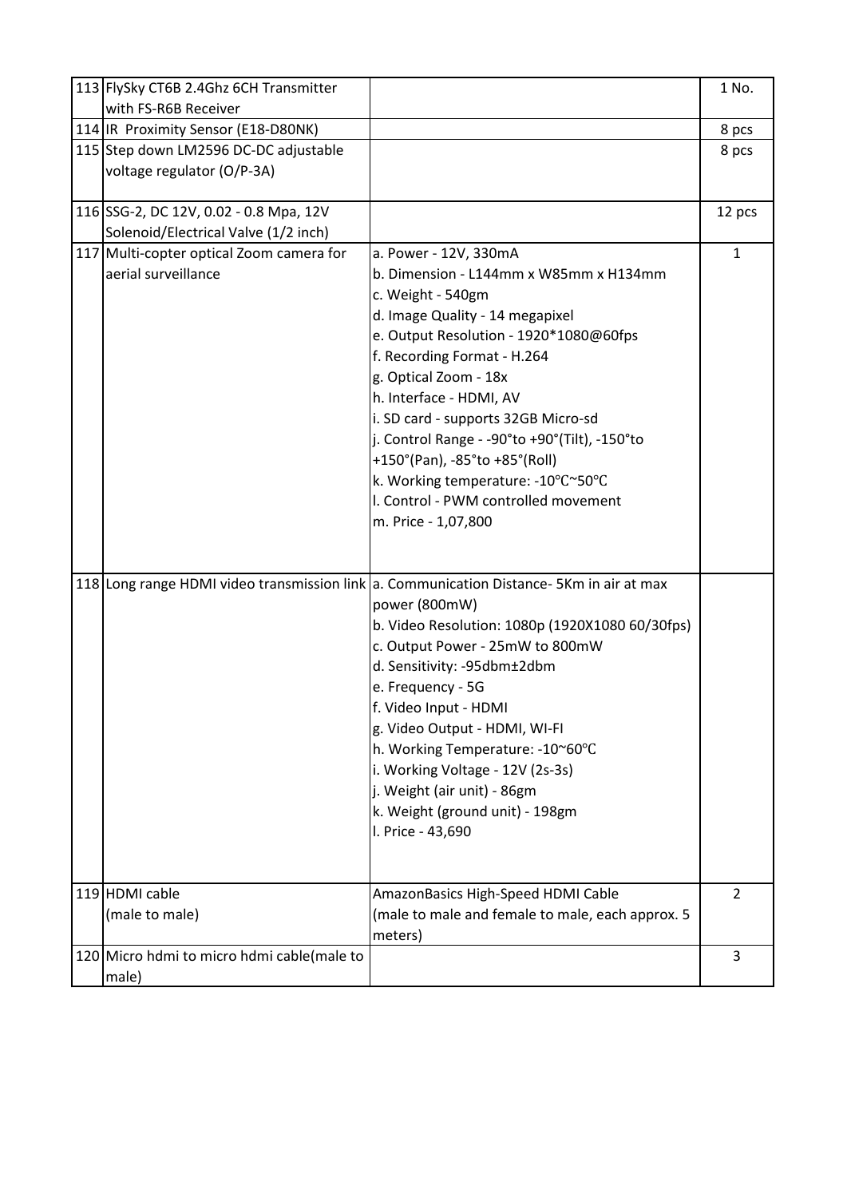| | | | |
|---|---|---|---|
| 113 | FlySky CT6B 2.4Ghz 6CH Transmitter with FS-R6B Receiver | | 1 No. |
| 114 | IR Proximity Sensor (E18-D80NK) | | 8 pcs |
| 115 | Step down LM2596 DC-DC adjustable voltage regulator (O/P-3A) | | 8 pcs |
| 116 | SSG-2, DC 12V, 0.02 - 0.8 Mpa, 12V Solenoid/Electrical Valve (1/2 inch) | | 12 pcs |
| 117 | Multi-copter optical Zoom camera for aerial surveillance | a. Power - 12V, 330mA<br>b. Dimension - L144mm x W85mm x H134mm<br>c. Weight - 540gm<br>d. Image Quality - 14 megapixel<br>e. Output Resolution - 1920*1080@60fps<br>f. Recording Format - H.264<br>g. Optical Zoom - 18x<br>h. Interface - HDMI, AV<br>i. SD card - supports 32GB Micro-sd<br>j. Control Range - -90°to +90°(Tilt), -150°to +150°(Pan), -85°to +85°(Roll)<br>k. Working temperature: -10℃~50℃<br>l. Control - PWM controlled movement<br>m. Price - 1,07,800 | 1 |
| 118 | Long range HDMI video transmission link | a. Communication Distance- 5Km in air at max power (800mW)<br>b. Video Resolution: 1080p (1920X1080 60/30fps)<br>c. Output Power - 25mW to 800mW<br>d. Sensitivity: -95dbm±2dbm<br>e. Frequency - 5G<br>f. Video Input - HDMI<br>g. Video Output - HDMI, WI-FI<br>h. Working Temperature: -10~60℃<br>i. Working Voltage - 12V (2s-3s)<br>j. Weight (air unit) - 86gm<br>k. Weight (ground unit) - 198gm<br>l. Price - 43,690 | |
| 119 | HDMI cable (male to male) | AmazonBasics High-Speed HDMI Cable (male to male and female to male, each approx. 5 meters) | 2 |
| 120 | Micro hdmi to micro hdmi cable(male to male) | | 3 |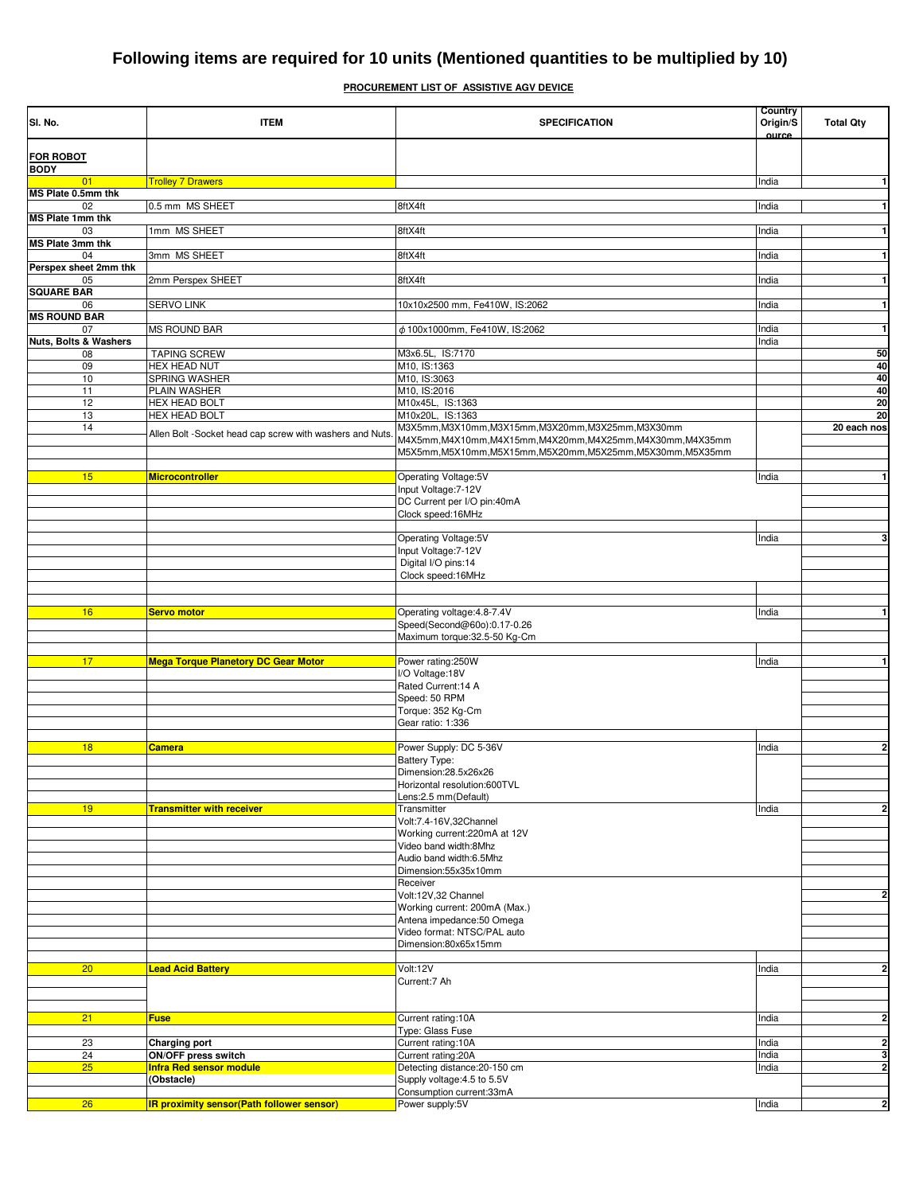# Following items are required for 10 units (Mentioned quantities to be multiplied by 10)

**PROCUREMENT LIST OF ASSISTIVE AGV DEVICE**

| Sl. No. | ITEM | SPECIFICATION | Country Origin/Source | Total Qty |
|---|---|---|---|---|
| **FOR ROBOT BODY** | | | | |
| 01 | Trolley 7 Drawers | | India | 1 |
| **MS Plate 0.5mm thk** | | | | |
| 02 | 0.5 mm MS SHEET | 8ftX4ft | India | 1 |
| **MS Plate 1mm thk** | | | | |
| 03 | 1mm MS SHEET | 8ftX4ft | India | 1 |
| **MS Plate 3mm thk** | | | | |
| 04 | 3mm MS SHEET | 8ftX4ft | India | 1 |
| **Perspex sheet 2mm thk** | | | | |
| 05 | 2mm Perspex SHEET | 8ftX4ft | India | 1 |
| **SQUARE BAR** | | | | |
| 06 | SERVO LINK | 10x10x2500 mm, Fe410W, IS:2062 | India | 1 |
| **MS ROUND BAR** | | | | |
| 07 | MS ROUND BAR | ϕ100x1000mm, Fe410W, IS:2062 | India | 1 |
| **Nuts, Bolts & Washers** | | | India | |
| 08 | TAPING SCREW | M3x6.5L, IS:7170 | | 50 |
| 09 | HEX HEAD NUT | M10, IS:1363 | | 40 |
| 10 | SPRING WASHER | M10, IS:3063 | | 40 |
| 11 | PLAIN WASHER | M10, IS:2016 | | 40 |
| 12 | HEX HEAD BOLT | M10x45L, IS:1363 | | 20 |
| 13 | HEX HEAD BOLT | M10x20L, IS:1363 | | 20 |
| 14 | Allen Bolt -Socket head cap screw with washers and Nuts | M3X5mm,M3X10mm,M3X15mm,M3X20mm,M3X25mm,M3X30mm | | 20 each nos |
| | | M4X5mm,M4X10mm,M4X15mm,M4X20mm,M4X25mm,M4X30mm,M4X35mm | | |
| | | M5X5mm,M5X10mm,M5X15mm,M5X20mm,M5X25mm,M5X30mm,M5X35mm | | |
| 15 | **Microcontroller** | Operating Voltage:5V | India | 1 |
| | | Input Voltage:7-12V | | |
| | | DC Current per I/O pin:40mA | | |
| | | Clock speed:16MHz | | |
| | | Operating Voltage:5V | India | 3 |
| | | Input Voltage:7-12V | | |
| | | Digital I/O pins:14 | | |
| | | Clock speed:16MHz | | |
| 16 | **Servo motor** | Operating voltage:4.8-7.4V | India | 1 |
| | | Speed(Second@60o):0.17-0.26 | | |
| | | Maximum torque:32.5-50 Kg-Cm | | |
| 17 | **Mega Torque Planetory DC Gear Motor** | Power rating:250W | India | 1 |
| | | I/O Voltage:18V | | |
| | | Rated Current:14 A | | |
| | | Speed: 50 RPM | | |
| | | Torque: 352 Kg-Cm | | |
| | | Gear ratio: 1:336 | | |
| 18 | **Camera** | Power Supply: DC 5-36V | India | 2 |
| | | Battery Type: | | |
| | | Dimension:28.5x26x26 | | |
| | | Horizontal resolution:600TVL | | |
| | | Lens:2.5 mm(Default) | | |
| 19 | **Transmitter with receiver** | Transmitter | India | 2 |
| | | Volt:7.4-16V,32Channel | | |
| | | Working current:220mA at 12V | | |
| | | Video band width:8Mhz | | |
| | | Audio band width:6.5Mhz | | |
| | | Dimension:55x35x10mm | | |
| | | Receiver | | |
| | | Volt:12V,32 Channel | | 2 |
| | | Working current: 200mA (Max.) | | |
| | | Antena impedance:50 Omega | | |
| | | Video format: NTSC/PAL auto | | |
| | | Dimension:80x65x15mm | | |
| 20 | **Lead Acid Battery** | Volt:12V | India | 2 |
| | | Current:7 Ah | | |
| 21 | **Fuse** | Current rating:10A | India | 2 |
| | | Type: Glass Fuse | | |
| 23 | **Charging port** | Current rating:10A | India | 2 |
| 24 | **ON/OFF press switch** | Current rating:20A | India | 3 |
| 25 | **Infra Red sensor module (Obstacle)** | Detecting distance:20-150 cm | India | 2 |
| | | Supply voltage:4.5 to 5.5V | | |
| | | Consumption current:33mA | | |
| 26 | **IR proximity sensor(Path follower sensor)** | Power supply:5V | India | 2 |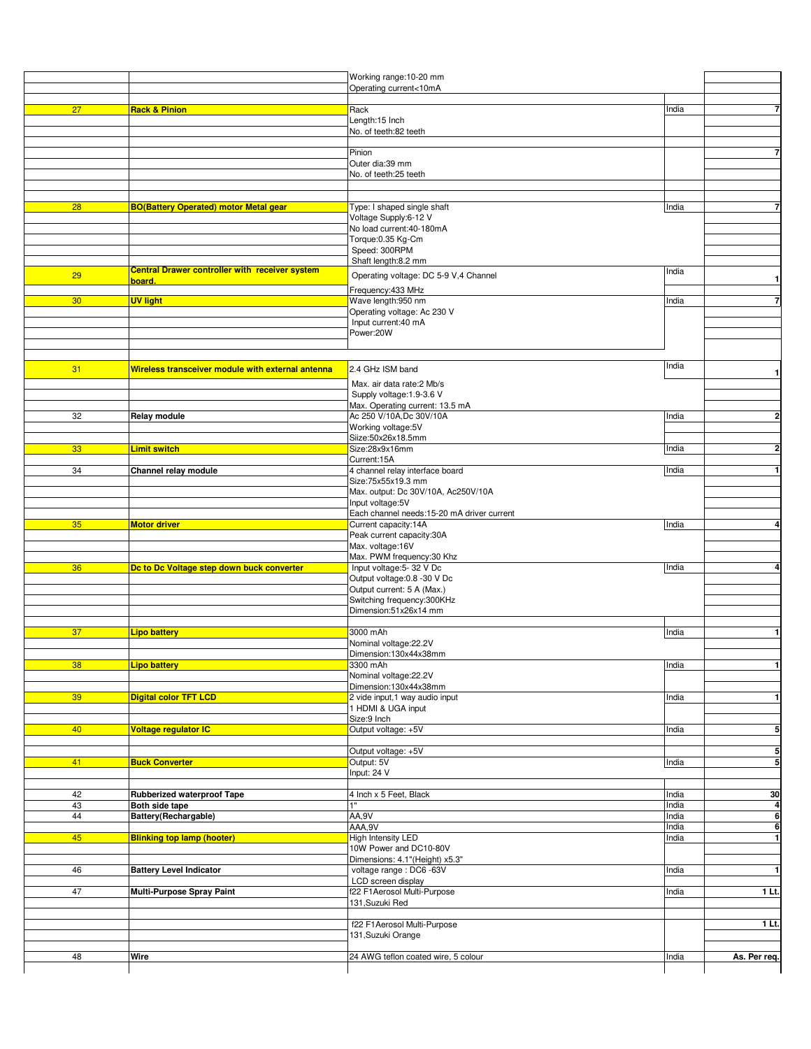| | | | | |
|---|---|---|---|---|
| | | Working range:10-20 mm | | |
| | | Operating current<10mA | | |
| 27 | **Rack & Pinion** | Rack | India | 7 |
| | | Length:15 Inch | | |
| | | No. of teeth:82 teeth | | |
| | | Pinion | | 7 |
| | | Outer dia:39 mm | | |
| | | No. of teeth:25 teeth | | |
| 28 | **BO(Battery Operated) motor Metal gear** | Type: I shaped single shaft | India | 7 |
| | | Voltage Supply:6-12 V | | |
| | | No load current:40-180mA | | |
| | | Torque:0.35 Kg-Cm | | |
| | | Speed: 300RPM | | |
| | | Shaft length:8.2 mm | | |
| 29 | **Central Drawer controller with receiver system board.** | Operating voltage: DC 5-9 V,4 Channel | India | 1 |
| | | Frequency:433 MHz | | |
| 30 | **UV light** | Wave length:950 nm | India | 7 |
| | | Operating voltage: Ac 230 V | | |
| | | Input current:40 mA | | |
| | | Power:20W | | |
| 31 | **Wireless transceiver module with external antenna** | 2.4 GHz ISM band | India | 1 |
| | | Max. air data rate:2 Mb/s | | |
| | | Supply voltage:1.9-3.6 V | | |
| | | Max. Operating current: 13.5 mA | | |
| 32 | **Relay module** | Ac 250 V/10A,Dc 30V/10A | India | 2 |
| | | Working voltage:5V | | |
| | | Siize:50x26x18.5mm | | |
| 33 | **Limit switch** | Size:28x9x16mm | India | 2 |
| | | Current:15A | | |
| 34 | **Channel relay module** | 4 channel relay interface board | India | 1 |
| | | Size:75x55x19.3 mm | | |
| | | Max. output: Dc 30V/10A, Ac250V/10A | | |
| | | Input voltage:5V | | |
| | | Each channel needs:15-20 mA driver current | | |
| 35 | **Motor driver** | Current capacity:14A | India | 4 |
| | | Peak current capacity:30A | | |
| | | Max. voltage:16V | | |
| | | Max. PWM frequency:30 Khz | | |
| 36 | **Dc to Dc Voltage step down buck converter** | Input voltage:5- 32 V Dc | India | 4 |
| | | Output voltage:0.8 -30 V Dc | | |
| | | Output current: 5 A (Max.) | | |
| | | Switching frequency:300KHz | | |
| | | Dimension:51x26x14 mm | | |
| 37 | **Lipo battery** | 3000 mAh | India | 1 |
| | | Nominal voltage:22.2V | | |
| | | Dimension:130x44x38mm | | |
| 38 | **Lipo battery** | 3300 mAh | India | 1 |
| | | Nominal voltage:22.2V | | |
| | | Dimension:130x44x38mm | | |
| 39 | **Digital color TFT LCD** | 2 vide input,1 way audio input | India | 1 |
| | | 1 HDMI & UGA input | | |
| | | Size:9 Inch | | |
| 40 | **Voltage regulator IC** | Output voltage: +5V | India | 5 |
| | | Output voltage: +5V | | 5 |
| 41 | **Buck Converter** | Output: 5V | India | 5 |
| | | Input: 24 V | | |
| 42 | **Rubberized waterproof Tape** | 4 Inch x 5 Feet, Black | India | 30 |
| 43 | **Both side tape** | 1" | India | 4 |
| 44 | **Battery(Rechargable)** | AA,9V | India | 6 |
| | | AAA,9V | India | 6 |
| 45 | **Blinking top lamp (hooter)** | High Intensity LED | India | 1 |
| | | 10W Power and DC10-80V | | |
| | | Dimensions: 4.1"(Height) x5.3" | | |
| 46 | **Battery Level Indicator** | voltage range : DC6 -63V | India | 1 |
| | | LCD screen display | | |
| 47 | **Multi-Purpose Spray Paint** | f22 F1Aerosol Multi-Purpose | India | **1 Lt.** |
| | | 131,Suzuki Red | | |
| | | f22 F1Aerosol Multi-Purpose | | **1 Lt.** |
| | | 131,Suzuki Orange | | |
| 48 | **Wire** | 24 AWG teflon coated wire, 5 colour | India | **As. Per req.** |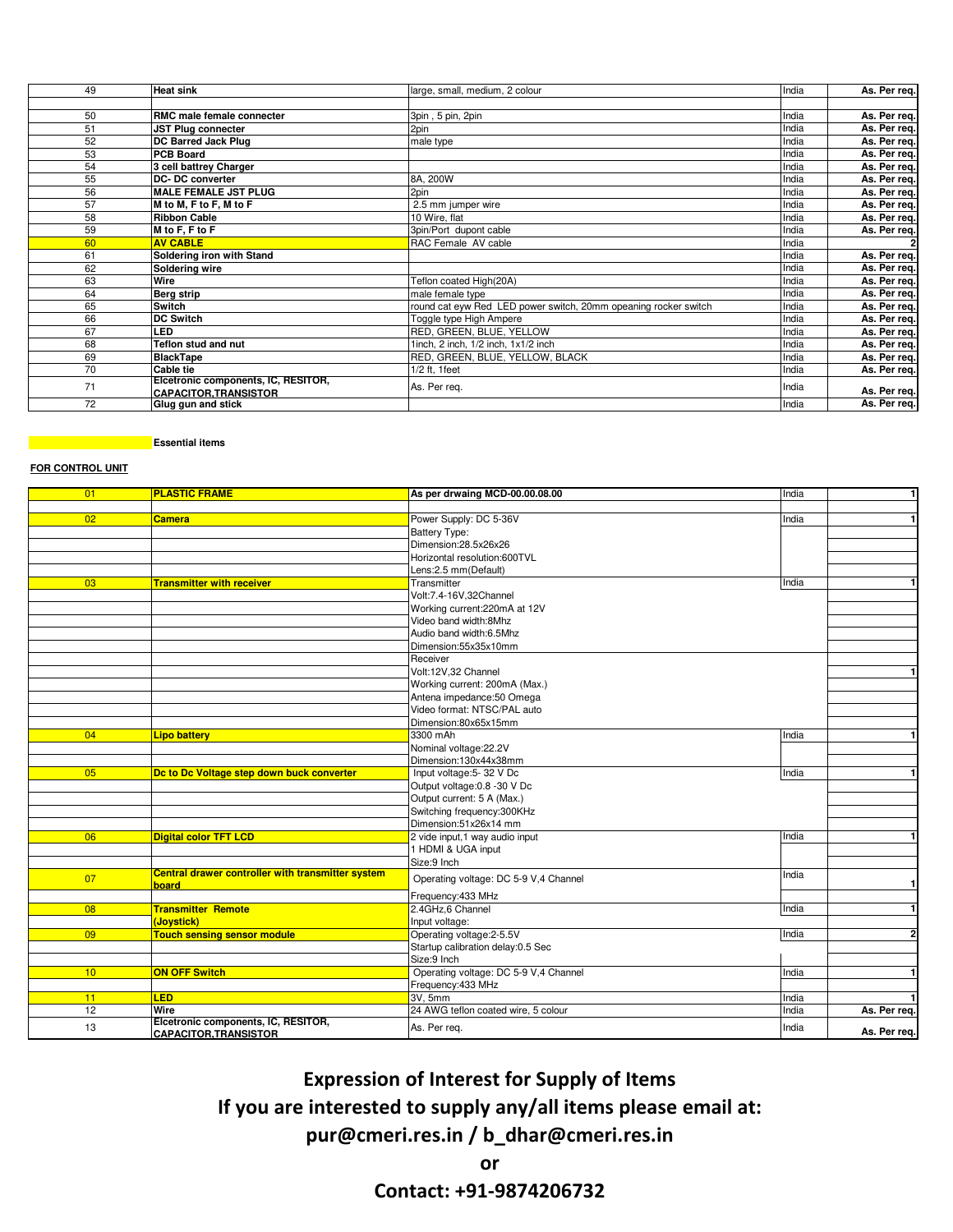| | | | | |
|---|---|---|---|---|
| 49 | **Heat sink** | large, small, medium, 2 colour | India | **As. Per req.** |
| | | | | |
| 50 | **RMC male female connecter** | 3pin , 5 pin, 2pin | India | **As. Per req.** |
| 51 | **JST Plug connecter** | 2pin | India | **As. Per req.** |
| 52 | **DC Barred Jack Plug** | male type | India | **As. Per req.** |
| 53 | **PCB Board** | | India | **As. Per req.** |
| 54 | **3 cell battrey Charger** | | India | **As. Per req.** |
| 55 | **DC- DC converter** | 8A, 200W | India | **As. Per req.** |
| 56 | **MALE FEMALE JST PLUG** | 2pin | India | **As. Per req.** |
| 57 | **M to M, F to F, M to F** | 2.5 mm jumper wire | India | **As. Per req.** |
| 58 | **Ribbon Cable** | 10 Wire, flat | India | **As. Per req.** |
| 59 | **M to F, F to F** | 3pin/Port dupont cable | India | **As. Per req.** |
| 60 | **AV CABLE** | RAC Female AV cable | India | **2** |
| 61 | **Soldering iron with Stand** | | India | **As. Per req.** |
| 62 | **Soldering wire** | | India | **As. Per req.** |
| 63 | **Wire** | Teflon coated High(20A) | India | **As. Per req.** |
| 64 | **Berg strip** | male female type | India | **As. Per req.** |
| 65 | **Switch** | round cat eyw Red LED power switch, 20mm opeaning rocker switch | India | **As. Per req.** |
| 66 | **DC Switch** | Toggle type High Ampere | India | **As. Per req.** |
| 67 | **LED** | RED, GREEN, BLUE, YELLOW | India | **As. Per req.** |
| 68 | **Teflon stud and nut** | 1inch, 2 inch, 1/2 inch, 1x1/2 inch | India | **As. Per req.** |
| 69 | **BlackTape** | RED, GREEN, BLUE, YELLOW, BLACK | India | **As. Per req.** |
| 70 | **Cable tie** | 1/2 ft, 1feet | India | **As. Per req.** |
| 71 | **Elcetronic components, IC, RESITOR, CAPACITOR,TRANSISTOR** | As. Per req. | India | **As. Per req.** |
| 72 | **Glug gun and stick** | | India | **As. Per req.** |

**Essential items**

**FOR CONTROL UNIT**

| | | | | |
|---|---|---|---|---|
| 01 | **PLASTIC FRAME** | **As per drwaing MCD-00.00.08.00** | India | **1** |
| | | | | |
| 02 | **Camera** | Power Supply: DC 5-36V | India | **1** |
| | | Battery Type: | | |
| | | Dimension:28.5x26x26 | | |
| | | Horizontal resolution:600TVL | | |
| | | Lens:2.5 mm(Default) | | |
| 03 | **Transmitter with receiver** | Transmitter | India | **1** |
| | | Volt:7.4-16V,32Channel | | |
| | | Working current:220mA at 12V | | |
| | | Video band width:8Mhz | | |
| | | Audio band width:6.5Mhz | | |
| | | Dimension:55x35x10mm | | |
| | | Receiver | | |
| | | Volt:12V,32 Channel | | **1** |
| | | Working current: 200mA (Max.) | | |
| | | Antena impedance:50 Omega | | |
| | | Video format: NTSC/PAL auto | | |
| | | Dimension:80x65x15mm | | |
| 04 | **Lipo battery** | 3300 mAh | India | **1** |
| | | Nominal voltage:22.2V | | |
| | | Dimension:130x44x38mm | | |
| 05 | **Dc to Dc Voltage step down buck converter** | Input voltage:5- 32 V Dc | India | **1** |
| | | Output voltage:0.8 -30 V Dc | | |
| | | Output current: 5 A (Max.) | | |
| | | Switching frequency:300KHz | | |
| | | Dimension:51x26x14 mm | | |
| 06 | **Digital color TFT LCD** | 2 vide input,1 way audio input | India | **1** |
| | | 1 HDMI & UGA input | | |
| | | Size:9 Inch | | |
| 07 | **Central drawer controller with transmitter system board** | Operating voltage: DC 5-9 V,4 Channel | India | **1** |
| | | Frequency:433 MHz | | |
| 08 | **Transmitter Remote (Joystick)** | 2.4GHz,6 Channel | India | **1** |
| | | Input voltage: | | |
| 09 | **Touch sensing sensor module** | Operating voltage:2-5.5V | India | **2** |
| | | Startup calibration delay:0.5 Sec | | |
| | | Size:9 Inch | | |
| 10 | **ON OFF Switch** | Operating voltage: DC 5-9 V,4 Channel | India | **1** |
| | | Frequency:433 MHz | | |
| 11 | **LED** | 3V, 5mm | India | **1** |
| 12 | **Wire** | 24 AWG teflon coated wire, 5 colour | India | **As. Per req.** |
| 13 | **Elcetronic components, IC, RESITOR, CAPACITOR,TRANSISTOR** | As. Per req. | India | **As. Per req.** |

**Expression of Interest for Supply of Items**

**If you are interested to supply any/all items please email at:**

**pur@cmeri.res.in / b_dhar@cmeri.res.in**

**or**

**Contact: +91-9874206732**